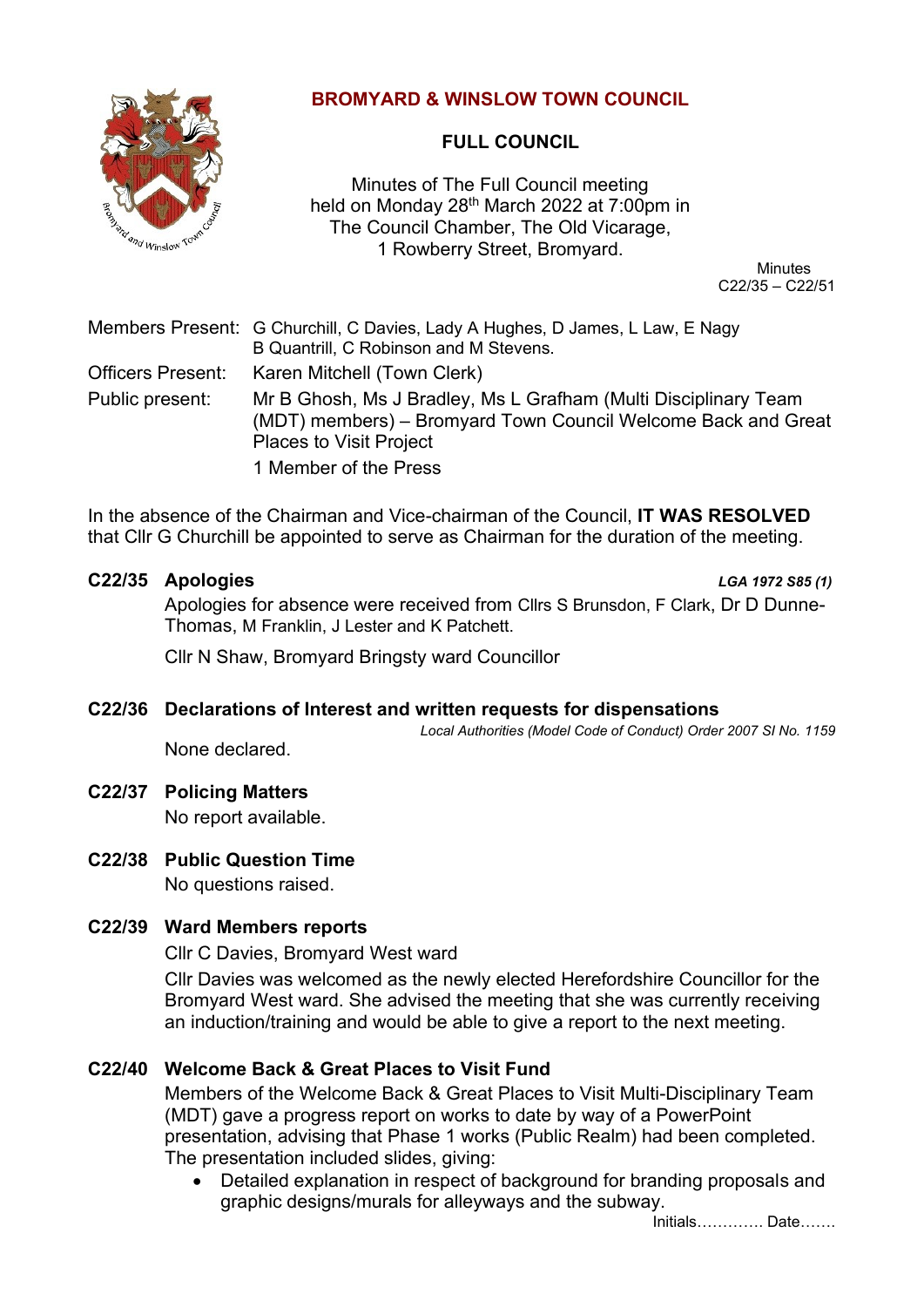# BROMYARD & WINSLOW TOWN COUNCIL

## FULL COUNCIL

Minutes of The Full Council meeting held on Monday 28th March 2022 at 7:00pm in The Council Chamber, The Old Vicarage, 1 Rowberry Street, Bromyard.

Minutes
C22/35 – C22/51

Members Present: G Churchill, C Davies, Lady A Hughes, D James, L Law, E Nagy B Quantrill, C Robinson and M Stevens.

Officers Present: Karen Mitchell (Town Clerk)

Public present: Mr B Ghosh, Ms J Bradley, Ms L Grafham (Multi Disciplinary Team (MDT) members) – Bromyard Town Council Welcome Back and Great Places to Visit Project

1 Member of the Press

In the absence of the Chairman and Vice-chairman of the Council, **IT WAS RESOLVED** that Cllr G Churchill be appointed to serve as Chairman for the duration of the meeting.

### C22/35 Apologies

*LGA 1972 S85 (1)*

Apologies for absence were received from Cllrs S Brunsdon, F Clark, Dr D Dunne-Thomas, M Franklin, J Lester and K Patchett.

Cllr N Shaw, Bromyard Bringsty ward Councillor

### C22/36 Declarations of Interest and written requests for dispensations

*Local Authorities (Model Code of Conduct) Order 2007 SI No. 1159*

None declared.

### C22/37 Policing Matters

No report available.

### C22/38 Public Question Time

No questions raised.

### C22/39 Ward Members reports

Cllr C Davies, Bromyard West ward

Cllr Davies was welcomed as the newly elected Herefordshire Councillor for the Bromyard West ward. She advised the meeting that she was currently receiving an induction/training and would be able to give a report to the next meeting.

### C22/40 Welcome Back & Great Places to Visit Fund

Members of the Welcome Back & Great Places to Visit Multi-Disciplinary Team (MDT) gave a progress report on works to date by way of a PowerPoint presentation, advising that Phase 1 works (Public Realm) had been completed. The presentation included slides, giving:

- Detailed explanation in respect of background for branding proposals and graphic designs/murals for alleyways and the subway.

Initials…………. Date…….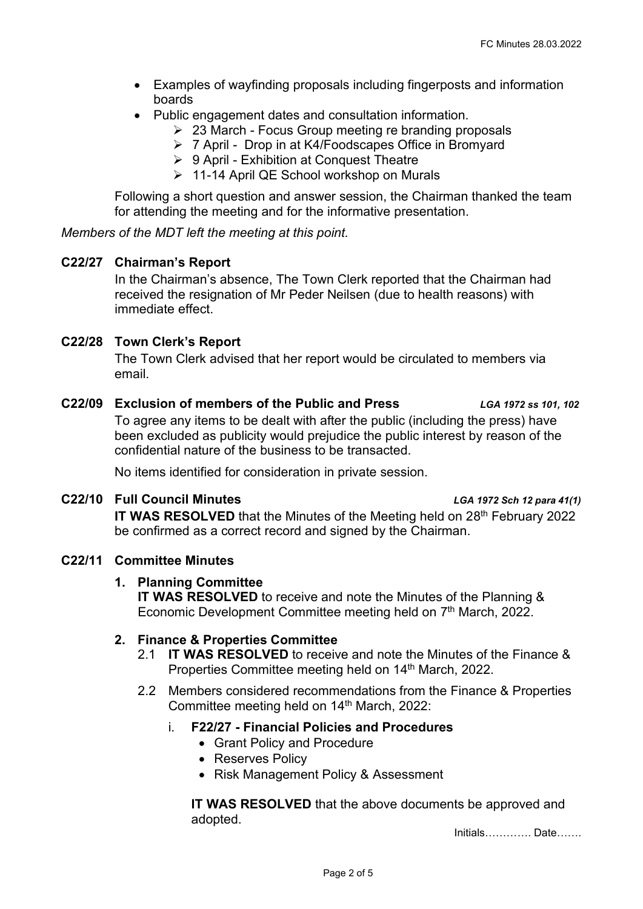- Examples of wayfinding proposals including fingerposts and information boards
- Public engagement dates and consultation information.
  - 23 March - Focus Group meeting re branding proposals
  - 7 April - Drop in at K4/Foodscapes Office in Bromyard
  - 9 April - Exhibition at Conquest Theatre
  - 11-14 April QE School workshop on Murals

Following a short question and answer session, the Chairman thanked the team for attending the meeting and for the informative presentation.

*Members of the MDT left the meeting at this point.*

**C22/27 Chairman's Report**

In the Chairman's absence, The Town Clerk reported that the Chairman had received the resignation of Mr Peder Neilsen (due to health reasons) with immediate effect.

**C22/28 Town Clerk's Report**

The Town Clerk advised that her report would be circulated to members via email.

**C22/09 Exclusion of members of the Public and Press** *LGA 1972 ss 101, 102*

To agree any items to be dealt with after the public (including the press) have been excluded as publicity would prejudice the public interest by reason of the confidential nature of the business to be transacted.

No items identified for consideration in private session.

**C22/10 Full Council Minutes** *LGA 1972 Sch 12 para 41(1)*

**IT WAS RESOLVED** that the Minutes of the Meeting held on 28th February 2022 be confirmed as a correct record and signed by the Chairman.

**C22/11 Committee Minutes**

1. **Planning Committee**
   **IT WAS RESOLVED** to receive and note the Minutes of the Planning & Economic Development Committee meeting held on 7th March, 2022.

2. **Finance & Properties Committee**
   - 2.1 **IT WAS RESOLVED** to receive and note the Minutes of the Finance & Properties Committee meeting held on 14th March, 2022.
   - 2.2 Members considered recommendations from the Finance & Properties Committee meeting held on 14th March, 2022:
     - i. **F22/27 - Financial Policies and Procedures**
       - Grant Policy and Procedure
       - Reserves Policy
       - Risk Management Policy & Assessment

       **IT WAS RESOLVED** that the above documents be approved and adopted.

Initials…………. Date…….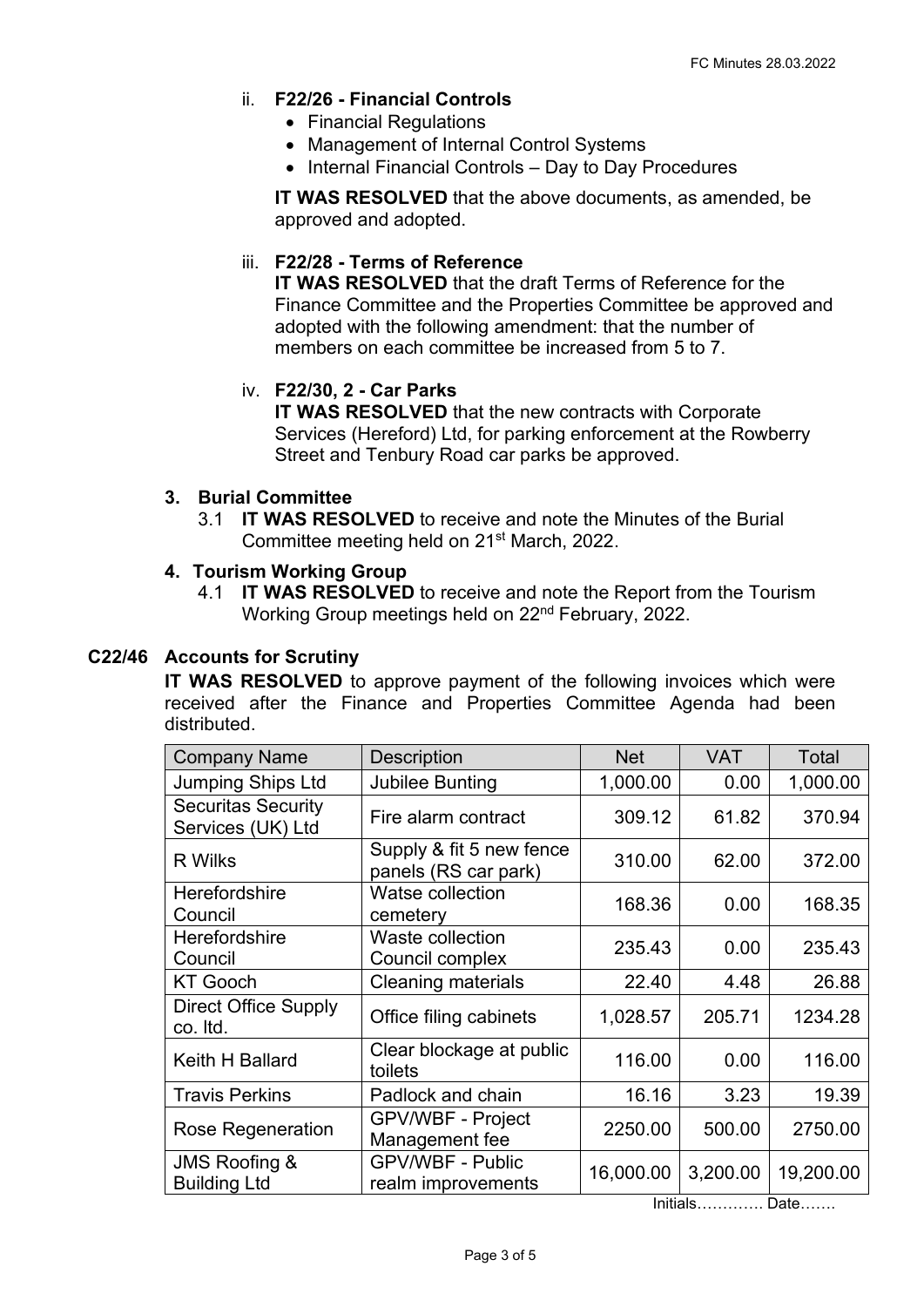ii. **F22/26 - Financial Controls**

- Financial Regulations
- Management of Internal Control Systems
- Internal Financial Controls – Day to Day Procedures

**IT WAS RESOLVED** that the above documents, as amended, be approved and adopted.

iii. **F22/28 - Terms of Reference**

**IT WAS RESOLVED** that the draft Terms of Reference for the Finance Committee and the Properties Committee be approved and adopted with the following amendment: that the number of members on each committee be increased from 5 to 7.

iv. **F22/30, 2 - Car Parks**

**IT WAS RESOLVED** that the new contracts with Corporate Services (Hereford) Ltd, for parking enforcement at the Rowberry Street and Tenbury Road car parks be approved.

**3. Burial Committee**

3.1 **IT WAS RESOLVED** to receive and note the Minutes of the Burial Committee meeting held on 21st March, 2022.

**4. Tourism Working Group**

4.1 **IT WAS RESOLVED** to receive and note the Report from the Tourism Working Group meetings held on 22nd February, 2022.

**C22/46 Accounts for Scrutiny**

**IT WAS RESOLVED** to approve payment of the following invoices which were received after the Finance and Properties Committee Agenda had been distributed.

| Company Name | Description | Net | VAT | Total |
|---|---|---|---|---|
| Jumping Ships Ltd | Jubilee Bunting | 1,000.00 | 0.00 | 1,000.00 |
| Securitas Security Services (UK) Ltd | Fire alarm contract | 309.12 | 61.82 | 370.94 |
| R Wilks | Supply & fit 5 new fence panels (RS car park) | 310.00 | 62.00 | 372.00 |
| Herefordshire Council | Watse collection cemetery | 168.36 | 0.00 | 168.35 |
| Herefordshire Council | Waste collection Council complex | 235.43 | 0.00 | 235.43 |
| KT Gooch | Cleaning materials | 22.40 | 4.48 | 26.88 |
| Direct Office Supply co. ltd. | Office filing cabinets | 1,028.57 | 205.71 | 1234.28 |
| Keith H Ballard | Clear blockage at public toilets | 116.00 | 0.00 | 116.00 |
| Travis Perkins | Padlock and chain | 16.16 | 3.23 | 19.39 |
| Rose Regeneration | GPV/WBF - Project Management fee | 2250.00 | 500.00 | 2750.00 |
| JMS Roofing & Building Ltd | GPV/WBF - Public realm improvements | 16,000.00 | 3,200.00 | 19,200.00 |

Initials…………. Date…….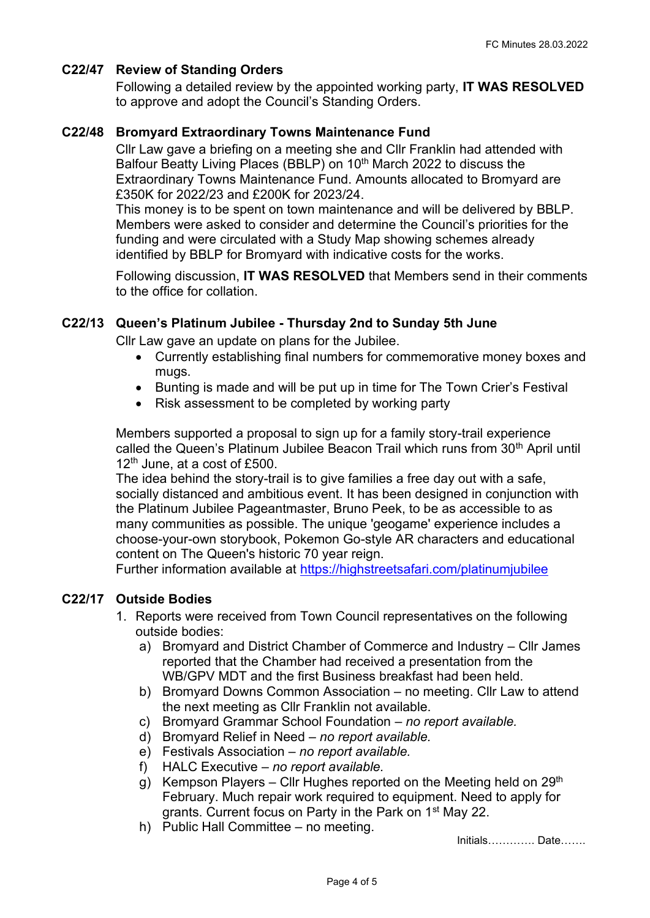### C22/47 Review of Standing Orders

Following a detailed review by the appointed working party, **IT WAS RESOLVED** to approve and adopt the Council's Standing Orders.

### C22/48 Bromyard Extraordinary Towns Maintenance Fund

Cllr Law gave a briefing on a meeting she and Cllr Franklin had attended with Balfour Beatty Living Places (BBLP) on 10th March 2022 to discuss the Extraordinary Towns Maintenance Fund. Amounts allocated to Bromyard are £350K for 2022/23 and £200K for 2023/24.

This money is to be spent on town maintenance and will be delivered by BBLP. Members were asked to consider and determine the Council's priorities for the funding and were circulated with a Study Map showing schemes already identified by BBLP for Bromyard with indicative costs for the works.

Following discussion, **IT WAS RESOLVED** that Members send in their comments to the office for collation.

### C22/13 Queen's Platinum Jubilee - Thursday 2nd to Sunday 5th June

Cllr Law gave an update on plans for the Jubilee.

- Currently establishing final numbers for commemorative money boxes and mugs.
- Bunting is made and will be put up in time for The Town Crier's Festival
- Risk assessment to be completed by working party

Members supported a proposal to sign up for a family story-trail experience called the Queen's Platinum Jubilee Beacon Trail which runs from 30th April until 12th June, at a cost of £500.

The idea behind the story-trail is to give families a free day out with a safe, socially distanced and ambitious event. It has been designed in conjunction with the Platinum Jubilee Pageantmaster, Bruno Peek, to be as accessible to as many communities as possible. The unique 'geogame' experience includes a choose-your-own storybook, Pokemon Go-style AR characters and educational content on The Queen's historic 70 year reign.

Further information available at https://highstreetsafari.com/platinumjubilee

### C22/17 Outside Bodies

1. Reports were received from Town Council representatives on the following outside bodies:
   a) Bromyard and District Chamber of Commerce and Industry – Cllr James reported that the Chamber had received a presentation from the WB/GPV MDT and the first Business breakfast had been held.
   b) Bromyard Downs Common Association – no meeting. Cllr Law to attend the next meeting as Cllr Franklin not available.
   c) Bromyard Grammar School Foundation – *no report available.*
   d) Bromyard Relief in Need – *no report available.*
   e) Festivals Association – *no report available.*
   f) HALC Executive – *no report available.*
   g) Kempson Players – Cllr Hughes reported on the Meeting held on 29th February. Much repair work required to equipment. Need to apply for grants. Current focus on Party in the Park on 1st May 22.
   h) Public Hall Committee – no meeting.

Initials…………. Date…….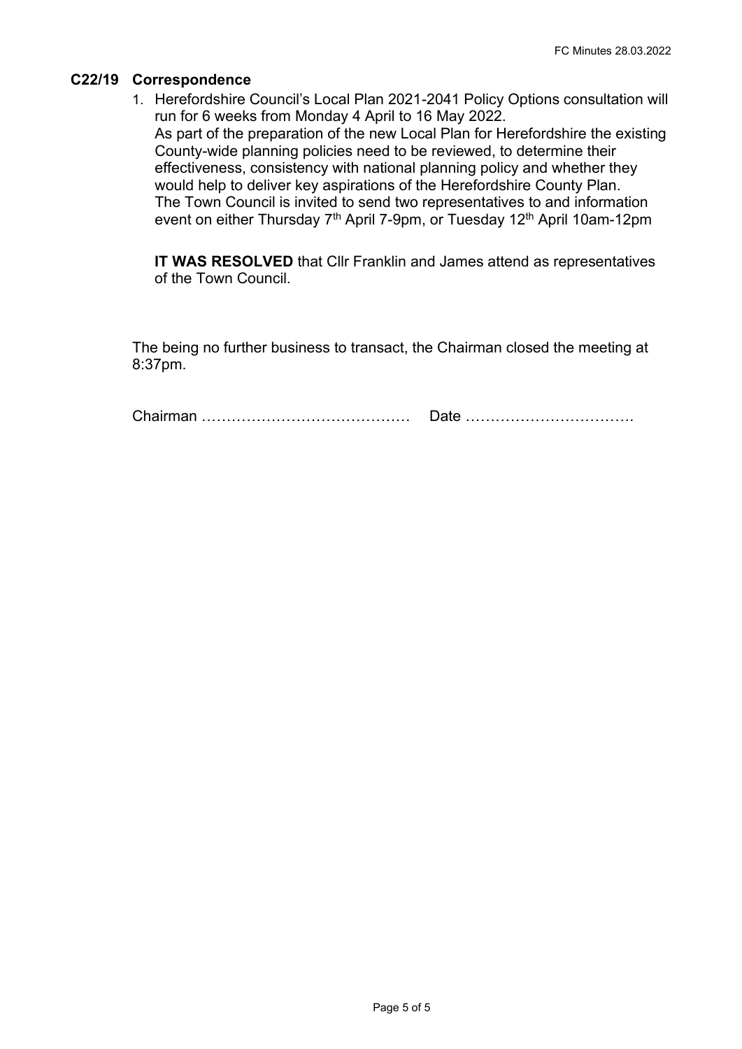## C22/19 Correspondence

1. Herefordshire Council's Local Plan 2021-2041 Policy Options consultation will run for 6 weeks from Monday 4 April to 16 May 2022.
   As part of the preparation of the new Local Plan for Herefordshire the existing County-wide planning policies need to be reviewed, to determine their effectiveness, consistency with national planning policy and whether they would help to deliver key aspirations of the Herefordshire County Plan.
   The Town Council is invited to send two representatives to and information event on either Thursday 7th April 7-9pm, or Tuesday 12th April 10am-12pm

   **IT WAS RESOLVED** that Cllr Franklin and James attend as representatives of the Town Council.

The being no further business to transact, the Chairman closed the meeting at 8:37pm.

Chairman …………………………………… Date …………………………….